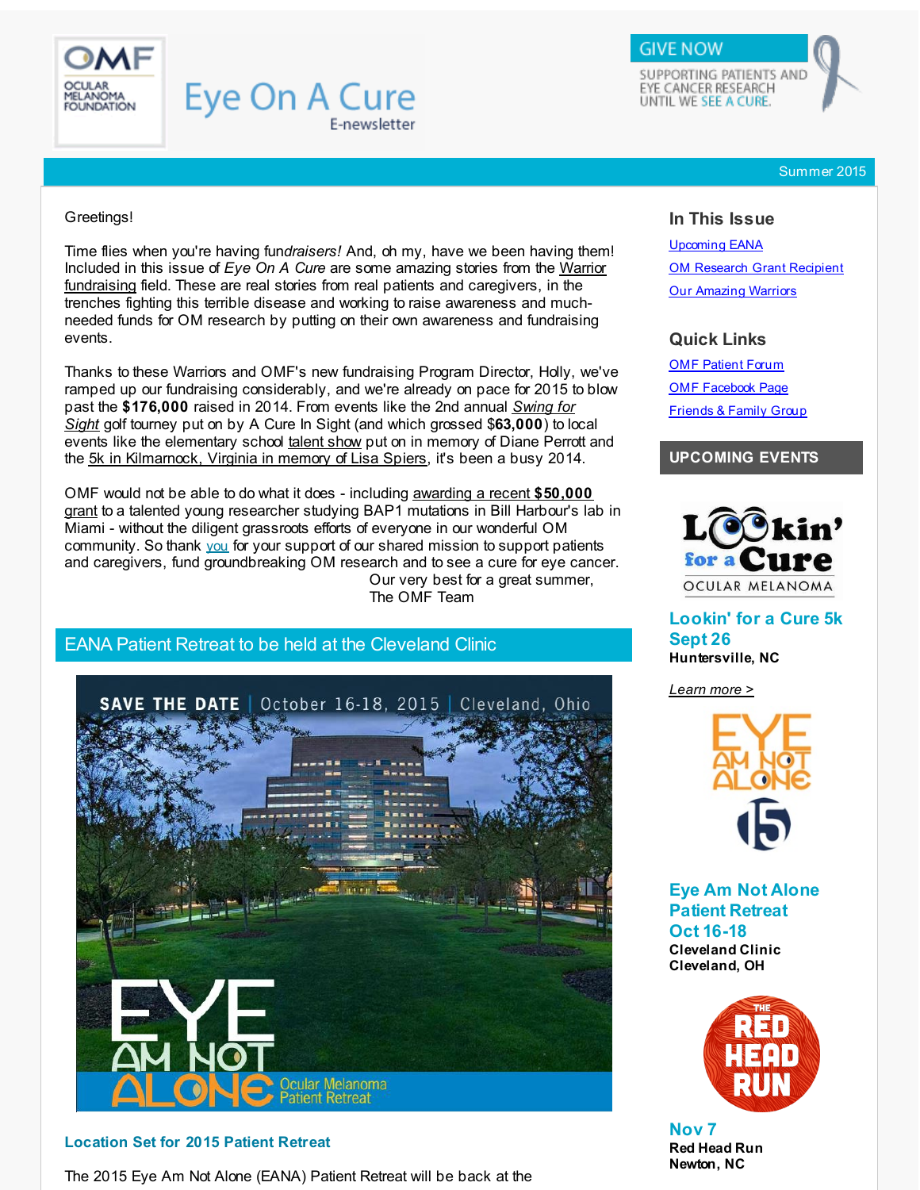OMF OCULAR MELANOMA FOUNDATION

# Eye On A Cure

E-newsletter

GIVE NOW

SUPPORTING PATIENTS AND EYE CANCER RESEARCH UNTIL WE SEE A CURE.

Summer 2015

Greetings!

Time flies when you're having fun*draisers!* And, oh my, have we been having them! Included in this issue of *Eye On A Cure* are some amazing stories from the Warrior fundraising field. These are real stories from real patients and caregivers, in the trenches fighting this terrible disease and working to raise awareness and much-needed funds for OM research by putting on their own awareness and fundraising events.

Thanks to these Warriors and OMF's new fundraising Program Director, Holly, we've ramped up our fundraising considerably, and we're already on pace for 2015 to blow past the **$176,000** raised in 2014. From events like the 2nd annual *Swing for Sight* golf tourney put on by A Cure In Sight (and which grossed $**63,000**) to local events like the elementary school talent show put on in memory of Diane Perrott and the 5k in Kilmarnock, Virginia in memory of Lisa Spiers, it's been a busy 2014.

OMF would not be able to do what it does - including awarding a recent **$50,000** grant to a talented young researcher studying BAP1 mutations in Bill Harbour's lab in Miami - without the diligent grassroots efforts of everyone in our wonderful OM community. So thank you for your support of our shared mission to support patients and caregivers, fund groundbreaking OM research and to see a cure for eye cancer.

Our very best for a great summer,
The OMF Team

## EANA Patient Retreat to be held at the Cleveland Clinic

SAVE THE DATE | October 16-18, 2015 | Cleveland, Ohio

EYE AM NOT ALONE Ocular Melanoma Patient Retreat

### Location Set for 2015 Patient Retreat

The 2015 Eye Am Not Alone (EANA) Patient Retreat will be back at the

## In This Issue

- Upcoming EANA
- OM Research Grant Recipient
- Our Amazing Warriors

## Quick Links

- OMF Patient Forum
- OMF Facebook Page
- Friends & Family Group

## UPCOMING EVENTS

Lookin' for a Cure OCULAR MELANOMA

**Lookin' for a Cure 5k**
**Sept 26**
**Huntersville, NC**

*Learn more >*

EYE AM NOT ALONE 15

**Eye Am Not Alone Patient Retreat**
**Oct 16-18**
**Cleveland Clinic**
**Cleveland, OH**

THE RED HEAD RUN

**Nov 7**
**Red Head Run**
**Newton, NC**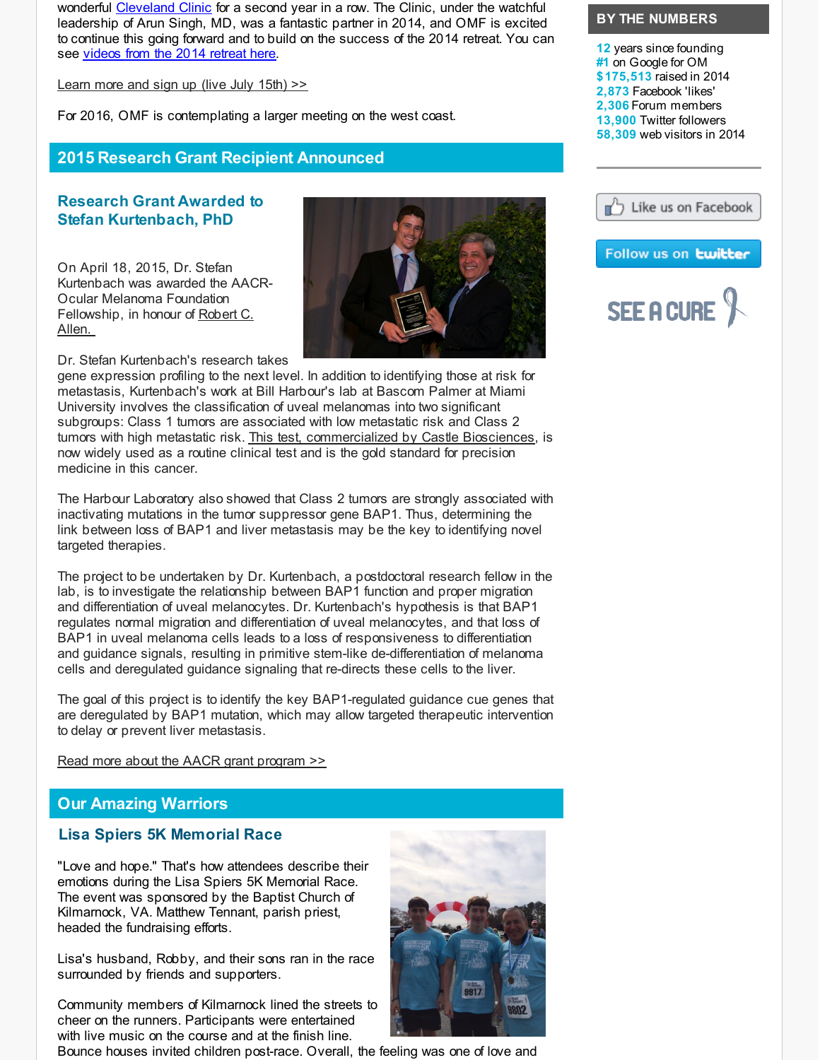wonderful Cleveland Clinic for a second year in a row. The Clinic, under the watchful leadership of Arun Singh, MD, was a fantastic partner in 2014, and OMF is excited to continue this going forward and to build on the success of the 2014 retreat. You can see videos from the 2014 retreat here.

Learn more and sign up (live July 15th) >>

For 2016, OMF is contemplating a larger meeting on the west coast.

## 2015 Research Grant Recipient Announced

### Research Grant Awarded to Stefan Kurtenbach, PhD

On April 18, 2015, Dr. Stefan Kurtenbach was awarded the AACR-Ocular Melanoma Foundation Fellowship, in honour of Robert C. Allen.

Dr. Stefan Kurtenbach's research takes gene expression profiling to the next level. In addition to identifying those at risk for metastasis, Kurtenbach's work at Bill Harbour's lab at Bascom Palmer at Miami University involves the classification of uveal melanomas into two significant subgroups: Class 1 tumors are associated with low metastatic risk and Class 2 tumors with high metastatic risk. This test, commercialized by Castle Biosciences, is now widely used as a routine clinical test and is the gold standard for precision medicine in this cancer.

The Harbour Laboratory also showed that Class 2 tumors are strongly associated with inactivating mutations in the tumor suppressor gene BAP1. Thus, determining the link between loss of BAP1 and liver metastasis may be the key to identifying novel targeted therapies.

The project to be undertaken by Dr. Kurtenbach, a postdoctoral research fellow in the lab, is to investigate the relationship between BAP1 function and proper migration and differentiation of uveal melanocytes. Dr. Kurtenbach's hypothesis is that BAP1 regulates normal migration and differentiation of uveal melanocytes, and that loss of BAP1 in uveal melanoma cells leads to a loss of responsiveness to differentiation and guidance signals, resulting in primitive stem-like de-differentiation of melanoma cells and deregulated guidance signaling that re-directs these cells to the liver.

The goal of this project is to identify the key BAP1-regulated guidance cue genes that are deregulated by BAP1 mutation, which may allow targeted therapeutic intervention to delay or prevent liver metastasis.

Read more about the AACR grant program >>

## Our Amazing Warriors

### Lisa Spiers 5K Memorial Race

"Love and hope." That's how attendees describe their emotions during the Lisa Spiers 5K Memorial Race. The event was sponsored by the Baptist Church of Kilmarnock, VA. Matthew Tennant, parish priest, headed the fundraising efforts.

Lisa's husband, Robby, and their sons ran in the race surrounded by friends and supporters.

Community members of Kilmarnock lined the streets to cheer on the runners. Participants were entertained with live music on the course and at the finish line. Bounce houses invited children post-race. Overall, the feeling was one of love and

## BY THE NUMBERS

- **12** years since founding
- **#1** on Google for OM
- **$175,513** raised in 2014
- **2,873** Facebook 'likes'
- **2,306** Forum members
- **13,900** Twitter followers
- **58,309** web visitors in 2014

Like us on Facebook

Follow us on twitter

SEE A CURE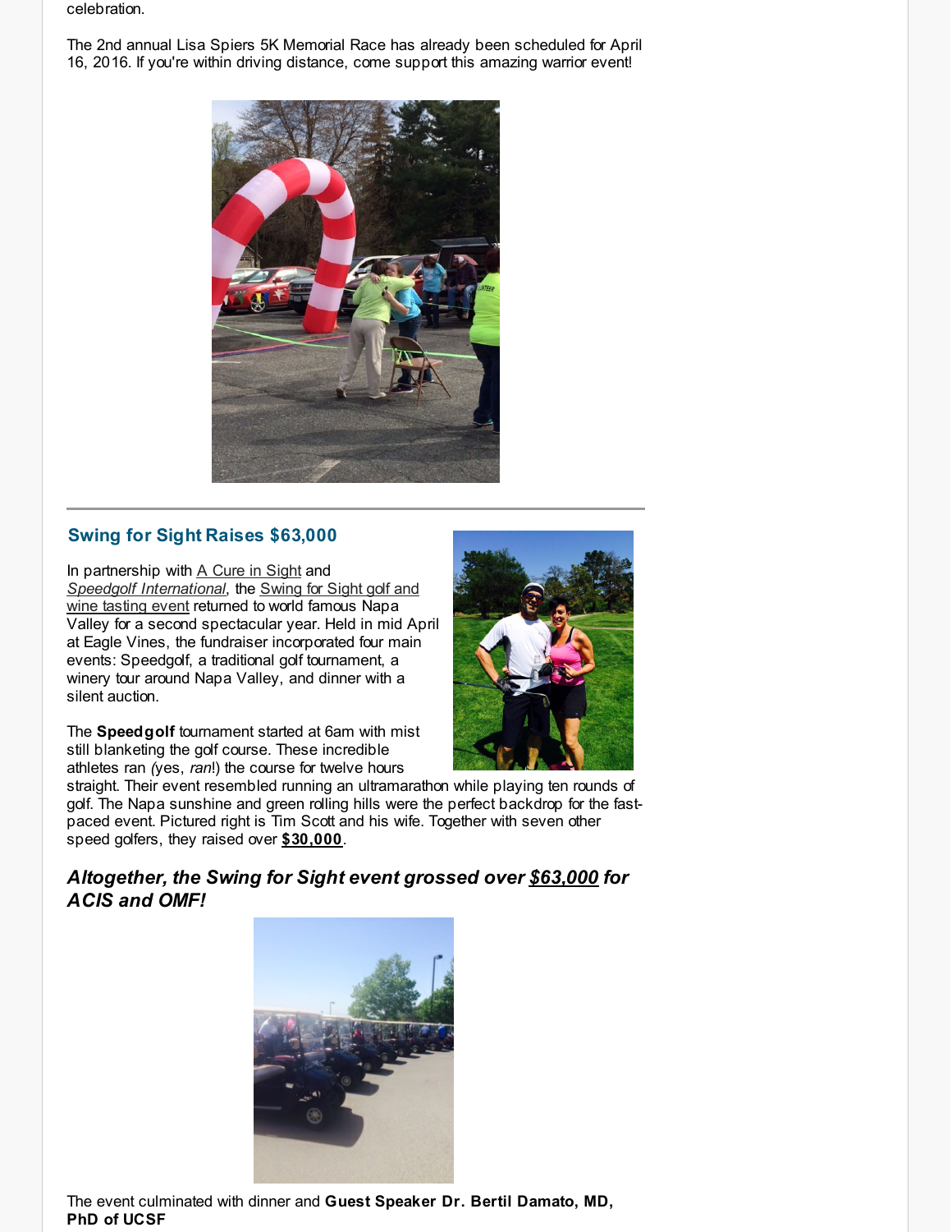celebration.

The 2nd annual Lisa Spiers 5K Memorial Race has already been scheduled for April 16, 2016. If you're within driving distance, come support this amazing warrior event!

## Swing for Sight Raises $63,000

In partnership with A Cure in Sight and *Speedgolf International*, the Swing for Sight golf and wine tasting event returned to world famous Napa Valley for a second spectacular year. Held in mid April at Eagle Vines, the fundraiser incorporated four main events: Speedgolf, a traditional golf tournament, a winery tour around Napa Valley, and dinner with a silent auction.

The **Speedgolf** tournament started at 6am with mist still blanketing the golf course. These incredible athletes ran (yes, *ran*!) the course for twelve hours straight. Their event resembled running an ultramarathon while playing ten rounds of golf. The Napa sunshine and green rolling hills were the perfect backdrop for the fast-paced event. Pictured right is Tim Scott and his wife. Together with seven other speed golfers, they raised over **$30,000**.

***Altogether, the Swing for Sight event grossed over $63,000 for ACIS and OMF!***

The event culminated with dinner and **Guest Speaker Dr. Bertil Damato, MD, PhD of UCSF**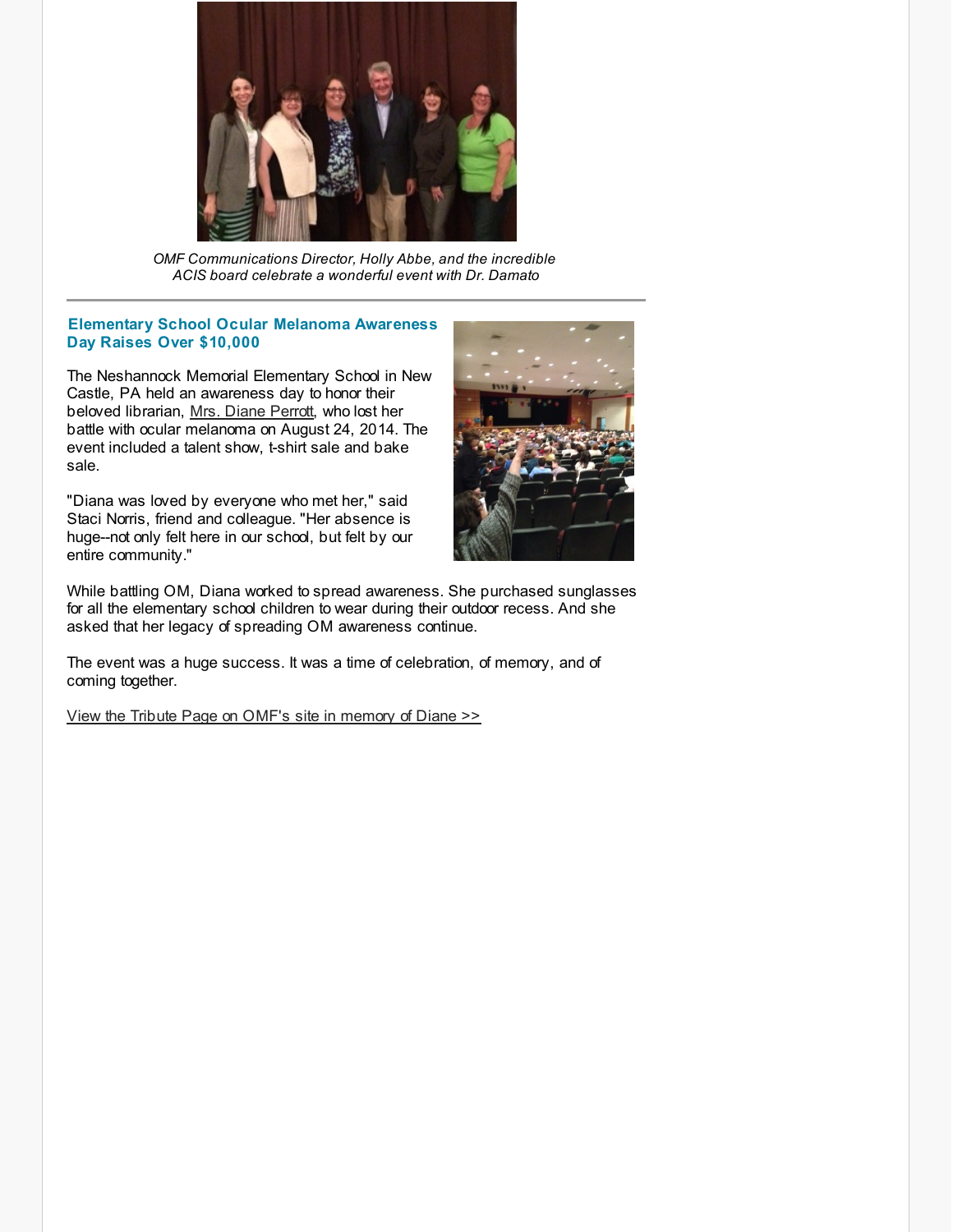*OMF Communications Director, Holly Abbe, and the incredible ACIS board celebrate a wonderful event with Dr. Damato*

---

### Elementary School Ocular Melanoma Awareness Day Raises Over $10,000

The Neshannock Memorial Elementary School in New Castle, PA held an awareness day to honor their beloved librarian, Mrs. Diane Perrott, who lost her battle with ocular melanoma on August 24, 2014. The event included a talent show, t-shirt sale and bake sale.

"Diana was loved by everyone who met her," said Staci Norris, friend and colleague. "Her absence is huge--not only felt here in our school, but felt by our entire community."

While battling OM, Diana worked to spread awareness. She purchased sunglasses for all the elementary school children to wear during their outdoor recess. And she asked that her legacy of spreading OM awareness continue.

The event was a huge success. It was a time of celebration, of memory, and of coming together.

View the Tribute Page on OMF's site in memory of Diane >>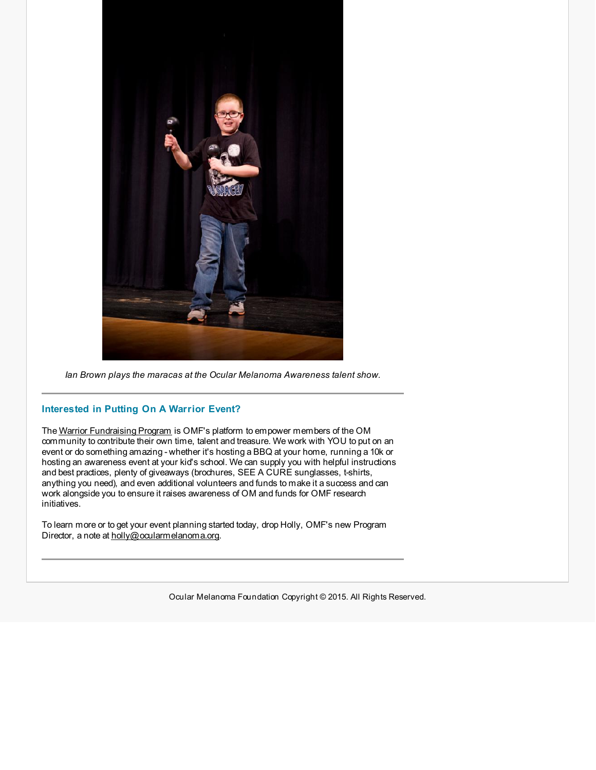*Ian Brown plays the maracas at the Ocular Melanoma Awareness talent show.*

---

### Interested in Putting On A Warrior Event?

The Warrior Fundraising Program is OMF's platform to empower members of the OM community to contribute their own time, talent and treasure. We work with YOU to put on an event or do something amazing - whether it's hosting a BBQ at your home, running a 10k or hosting an awareness event at your kid's school. We can supply you with helpful instructions and best practices, plenty of giveaways (brochures, SEE A CURE sunglasses, t-shirts, anything you need), and even additional volunteers and funds to make it a success and can work alongside you to ensure it raises awareness of OM and funds for OMF research initiatives.

To learn more or to get your event planning started today, drop Holly, OMF's new Program Director, a note at holly@ocularmelanoma.org.

---

Ocular Melanoma Foundation Copyright © 2015. All Rights Reserved.